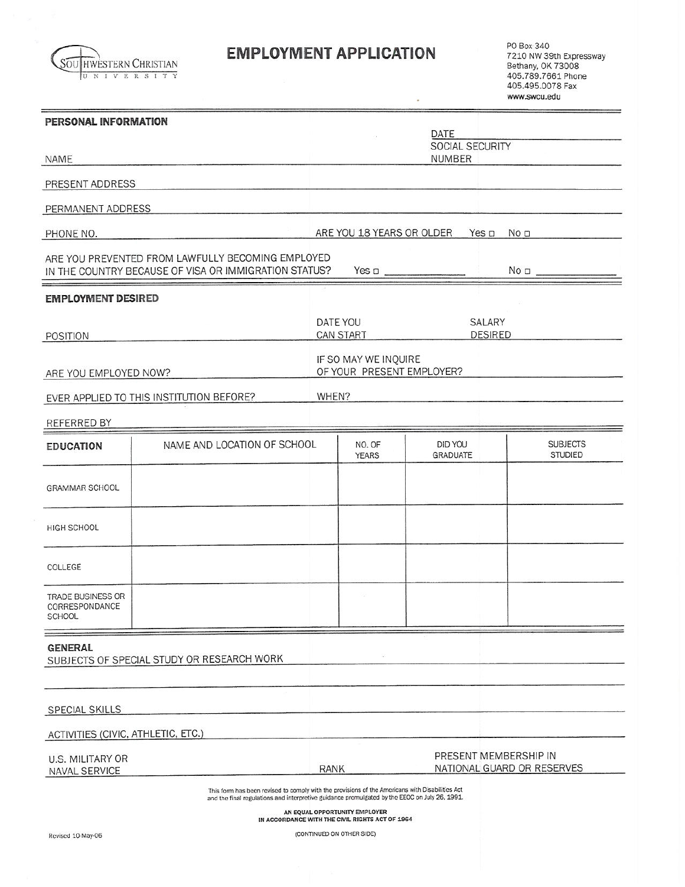**SOUTHWESTERN CHRISTIAN UNIVERSITY**

# EMPLOYMENT APPLICATION

PO Box 340
7210 NW 39th Expressway
Bethany, OK 73008
405.789.7661 Phone
405.495.0078 Fax
www.swcu.edu

## PERSONAL INFORMATION

DATE ____________________

NAME ____________________ SOCIAL SECURITY NUMBER ____________________

PRESENT ADDRESS ____________________

PERMANENT ADDRESS ____________________

PHONE NO. ____________________ ARE YOU 18 YEARS OR OLDER Yes ☐ No ☐

ARE YOU PREVENTED FROM LAWFULLY BECOMING EMPLOYED IN THE COUNTRY BECAUSE OF VISA OR IMMIGRATION STATUS? Yes ☐ ____________ No ☐ ____________

## EMPLOYMENT DESIRED

POSITION ____________________ DATE YOU CAN START ____________ SALARY DESIRED ____________

ARE YOU EMPLOYED NOW? ____________ IF SO MAY WE INQUIRE OF YOUR PRESENT EMPLOYER? ____________

EVER APPLIED TO THIS INSTITUTION BEFORE? ____________ WHEN? ____________

REFERRED BY ____________________

| EDUCATION | NAME AND LOCATION OF SCHOOL | NO. OF YEARS | DID YOU GRADUATE | SUBJECTS STUDIED |
|---|---|---|---|---|
| GRAMMAR SCHOOL | | | | |
| HIGH SCHOOL | | | | |
| COLLEGE | | | | |
| TRADE BUSINESS OR CORRESPONDANCE SCHOOL | | | | |

## GENERAL

SUBJECTS OF SPECIAL STUDY OR RESEARCH WORK ____________________

SPECIAL SKILLS ____________________

ACTIVITIES (CIVIC, ATHLETIC, ETC.) ____________________

U.S. MILITARY OR NAVAL SERVICE ____________ RANK ____________ PRESENT MEMBERSHIP IN NATIONAL GUARD OR RESERVES ____________

This form has been revised to comply with the provisions of the Americans with Disabilities Act and the final regulations and interpretive guidance promulgated by the EEOC on July 26, 1991.

**AN EQUAL OPPORTUNITY EMPLOYER IN ACCORDANCE WITH THE CIVIL RIGHTS ACT OF 1964**

Revised 10-May-06

(CONTINUED ON OTHER SIDE)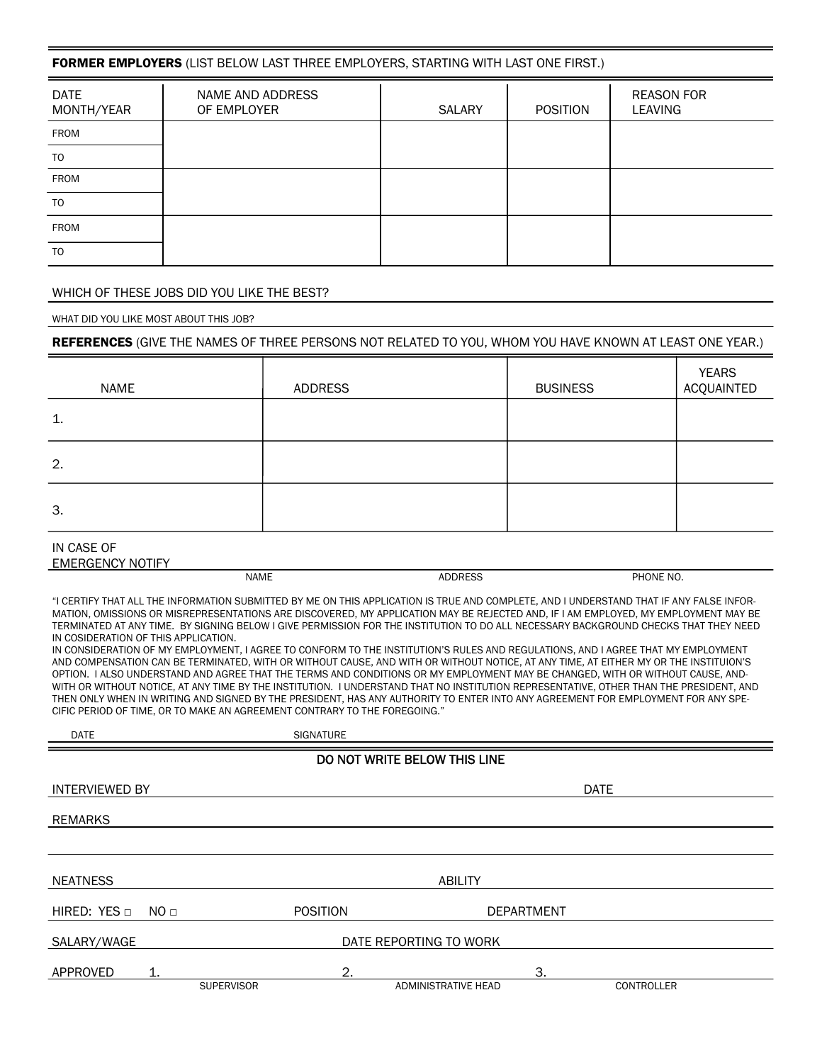**FORMER EMPLOYERS** (LIST BELOW LAST THREE EMPLOYERS, STARTING WITH LAST ONE FIRST.)

| DATE MONTH/YEAR | NAME AND ADDRESS OF EMPLOYER | SALARY | POSITION | REASON FOR LEAVING |
|---|---|---|---|---|
| FROM | | | | |
| TO | | | | |
| FROM | | | | |
| TO | | | | |
| FROM | | | | |
| TO | | | | |

WHICH OF THESE JOBS DID YOU LIKE THE BEST?

WHAT DID YOU LIKE MOST ABOUT THIS JOB?

**REFERENCES** (GIVE THE NAMES OF THREE PERSONS NOT RELATED TO YOU, WHOM YOU HAVE KNOWN AT LEAST ONE YEAR.)

| NAME | ADDRESS | BUSINESS | YEARS ACQUAINTED |
|---|---|---|---|
| 1. | | | |
| 2. | | | |
| 3. | | | |

IN CASE OF EMERGENCY NOTIFY

NAME ADDRESS PHONE NO.

"I CERTIFY THAT ALL THE INFORMATION SUBMITTED BY ME ON THIS APPLICATION IS TRUE AND COMPLETE, AND I UNDERSTAND THAT IF ANY FALSE INFORMATION, OMISSIONS OR MISREPRESENTATIONS ARE DISCOVERED, MY APPLICATION MAY BE REJECTED AND, IF I AM EMPLOYED, MY EMPLOYMENT MAY BE TERMINATED AT ANY TIME. BY SIGNING BELOW I GIVE PERMISSION FOR THE INSTITUTION TO DO ALL NECESSARY BACKGROUND CHECKS THAT THEY NEED IN COSIDERATION OF THIS APPLICATION.
IN CONSIDERATION OF MY EMPLOYMENT, I AGREE TO CONFORM TO THE INSTITUTION'S RULES AND REGULATIONS, AND I AGREE THAT MY EMPLOYMENT AND COMPENSATION CAN BE TERMINATED, WITH OR WITHOUT CAUSE, AND WITH OR WITHOUT NOTICE, AT ANY TIME, AT EITHER MY OR THE INSTITUION'S OPTION. I ALSO UNDERSTAND AND AGREE THAT THE TERMS AND CONDITIONS OR MY EMPLOYMENT MAY BE CHANGED, WITH OR WITHOUT CAUSE, ANDWITH OR WITHOUT NOTICE, AT ANY TIME BY THE INSTITUTION. I UNDERSTAND THAT NO INSTITUTION REPRESENTATIVE, OTHER THAN THE PRESIDENT, AND THEN ONLY WHEN IN WRITING AND SIGNED BY THE PRESIDENT, HAS ANY AUTHORITY TO ENTER INTO ANY AGREEMENT FOR EMPLOYMENT FOR ANY SPECIFIC PERIOD OF TIME, OR TO MAKE AN AGREEMENT CONTRARY TO THE FOREGOING."

DATE SIGNATURE

DO NOT WRITE BELOW THIS LINE

INTERVIEWED BY DATE

REMARKS

NEATNESS ABILITY

HIRED: YES □ NO □ POSITION DEPARTMENT

SALARY/WAGE DATE REPORTING TO WORK

APPROVED 1. SUPERVISOR 2. ADMINISTRATIVE HEAD 3. CONTROLLER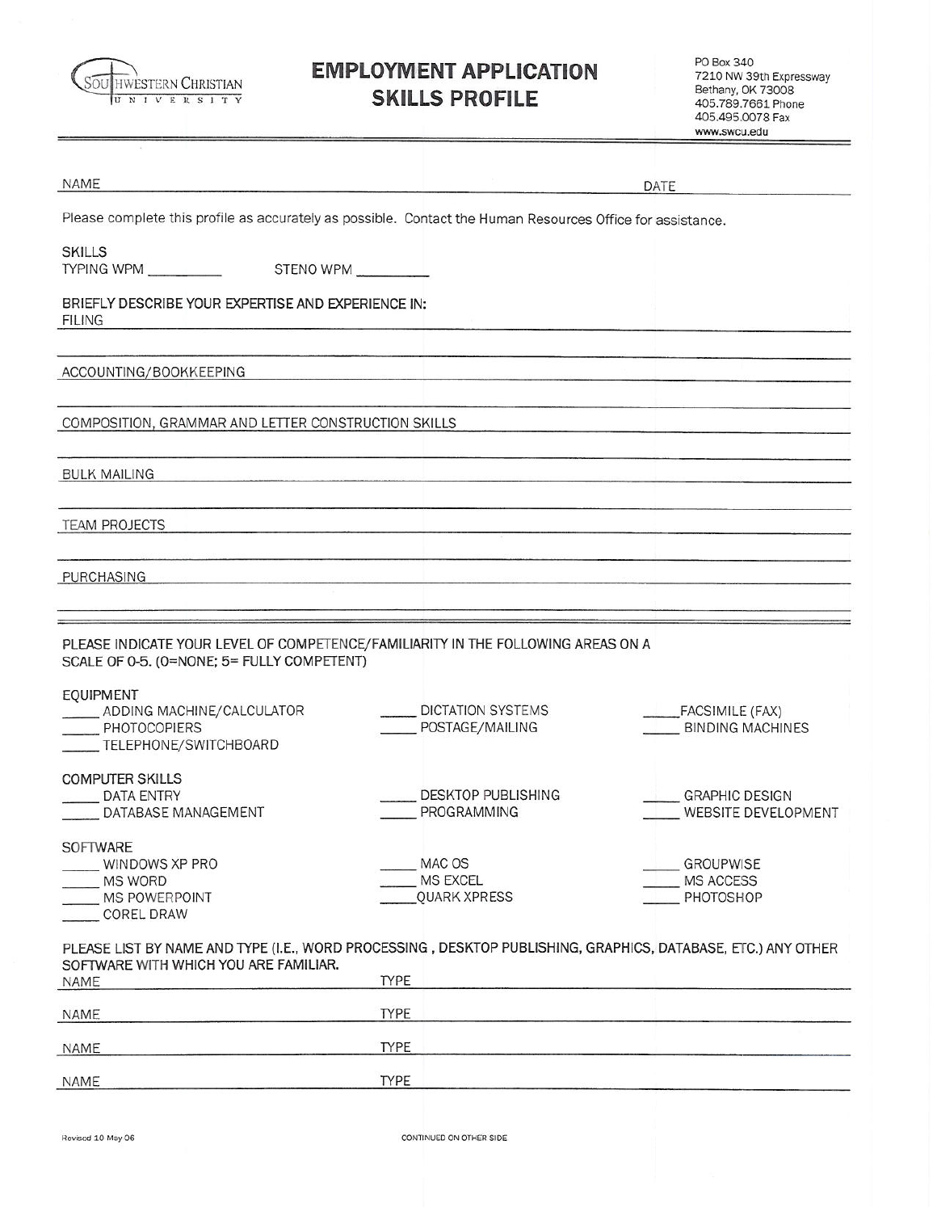Southwestern Christian University

# EMPLOYMENT APPLICATION SKILLS PROFILE

PO Box 340
7210 NW 39th Expressway
Bethany, OK 73008
405.789.7661 Phone
405.495.0078 Fax
www.swcu.edu

---

NAME ______________________________________________ DATE ______________

Please complete this profile as accurately as possible. Contact the Human Resources Office for assistance.

**SKILLS**

TYPING WPM __________ STENO WPM __________

BRIEFLY DESCRIBE YOUR EXPERTISE AND EXPERIENCE IN:

FILING ______________________________________________

______________________________________________

ACCOUNTING/BOOKKEEPING ______________________________________________

______________________________________________

COMPOSITION, GRAMMAR AND LETTER CONSTRUCTION SKILLS ______________________________________________

______________________________________________

BULK MAILING ______________________________________________

______________________________________________

TEAM PROJECTS ______________________________________________

______________________________________________

PURCHASING ______________________________________________

______________________________________________

---

PLEASE INDICATE YOUR LEVEL OF COMPETENCE/FAMILIARITY IN THE FOLLOWING AREAS ON A SCALE OF 0-5. (0=NONE; 5= FULLY COMPETENT)

**EQUIPMENT**

_____ ADDING MACHINE/CALCULATOR
_____ PHOTOCOPIERS
_____ TELEPHONE/SWITCHBOARD
_____ DICTATION SYSTEMS
_____ POSTAGE/MAILING
_____ FACSIMILE (FAX)
_____ BINDING MACHINES

**COMPUTER SKILLS**

_____ DATA ENTRY
_____ DATABASE MANAGEMENT
_____ DESKTOP PUBLISHING
_____ PROGRAMMING
_____ GRAPHIC DESIGN
_____ WEBSITE DEVELOPMENT

**SOFTWARE**

_____ WINDOWS XP PRO
_____ MS WORD
_____ MS POWERPOINT
_____ COREL DRAW
_____ MAC OS
_____ MS EXCEL
_____ QUARK XPRESS
_____ GROUPWISE
_____ MS ACCESS
_____ PHOTOSHOP

PLEASE LIST BY NAME AND TYPE (I.E., WORD PROCESSING , DESKTOP PUBLISHING, GRAPHICS, DATABASE, ETC.) ANY OTHER SOFTWARE WITH WHICH YOU ARE FAMILIAR.

NAME ______________________ TYPE ______________________

NAME ______________________ TYPE ______________________

NAME ______________________ TYPE ______________________

NAME ______________________ TYPE ______________________

Revised 10 May 06

CONTINUED ON OTHER SIDE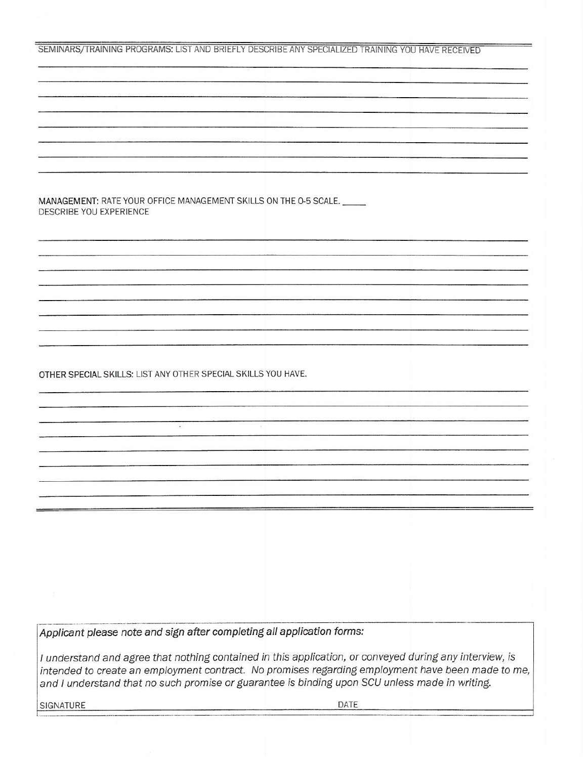SEMINARS/TRAINING PROGRAMS: LIST AND BRIEFLY DESCRIBE ANY SPECIALIZED TRAINING YOU HAVE RECEIVED

MANAGEMENT: RATE YOUR OFFICE MANAGEMENT SKILLS ON THE 0-5 SCALE. _____
DESCRIBE YOU EXPERIENCE

OTHER SPECIAL SKILLS: LIST ANY OTHER SPECIAL SKILLS YOU HAVE.

*Applicant please note and sign after completing all application forms:*

*I understand and agree that nothing contained in this application, or conveyed during any interview, is intended to create an employment contract. No promises regarding employment have been made to me, and I understand that no such promise or guarantee is binding upon SCU unless made in writing.*

SIGNATURE _______________________ DATE _______________________